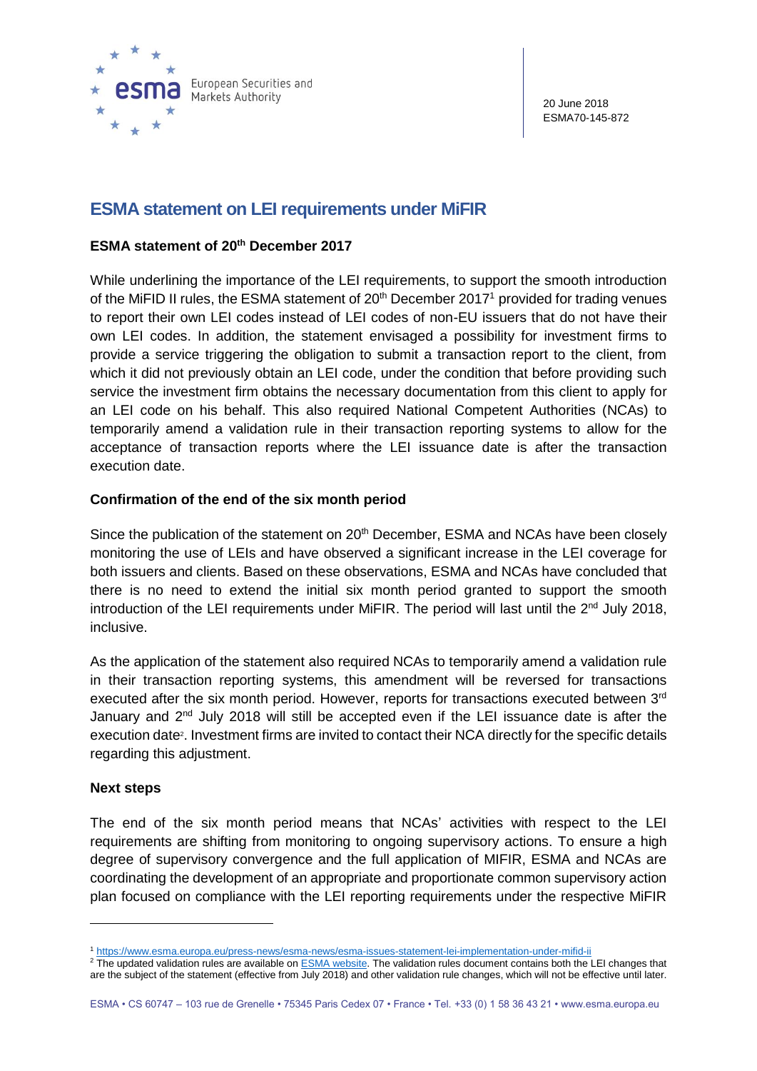20 June 2018
ESMA70-145-872

# ESMA statement on LEI requirements under MiFIR

### ESMA statement of 20th December 2017

While underlining the importance of the LEI requirements, to support the smooth introduction of the MiFID II rules, the ESMA statement of 20th December 2017[1] provided for trading venues to report their own LEI codes instead of LEI codes of non-EU issuers that do not have their own LEI codes. In addition, the statement envisaged a possibility for investment firms to provide a service triggering the obligation to submit a transaction report to the client, from which it did not previously obtain an LEI code, under the condition that before providing such service the investment firm obtains the necessary documentation from this client to apply for an LEI code on his behalf. This also required National Competent Authorities (NCAs) to temporarily amend a validation rule in their transaction reporting systems to allow for the acceptance of transaction reports where the LEI issuance date is after the transaction execution date.

### Confirmation of the end of the six month period

Since the publication of the statement on 20th December, ESMA and NCAs have been closely monitoring the use of LEIs and have observed a significant increase in the LEI coverage for both issuers and clients. Based on these observations, ESMA and NCAs have concluded that there is no need to extend the initial six month period granted to support the smooth introduction of the LEI requirements under MiFIR. The period will last until the 2nd July 2018, inclusive.

As the application of the statement also required NCAs to temporarily amend a validation rule in their transaction reporting systems, this amendment will be reversed for transactions executed after the six month period. However, reports for transactions executed between 3rd January and 2nd July 2018 will still be accepted even if the LEI issuance date is after the execution date[2]. Investment firms are invited to contact their NCA directly for the specific details regarding this adjustment.

### Next steps

The end of the six month period means that NCAs' activities with respect to the LEI requirements are shifting from monitoring to ongoing supervisory actions. To ensure a high degree of supervisory convergence and the full application of MIFIR, ESMA and NCAs are coordinating the development of an appropriate and proportionate common supervisory action plan focused on compliance with the LEI reporting requirements under the respective MiFIR

---

[1] https://www.esma.europa.eu/press-news/esma-news/esma-issues-statement-lei-implementation-under-mifid-ii

[2] The updated validation rules are available on ESMA website. The validation rules document contains both the LEI changes that are the subject of the statement (effective from July 2018) and other validation rule changes, which will not be effective until later.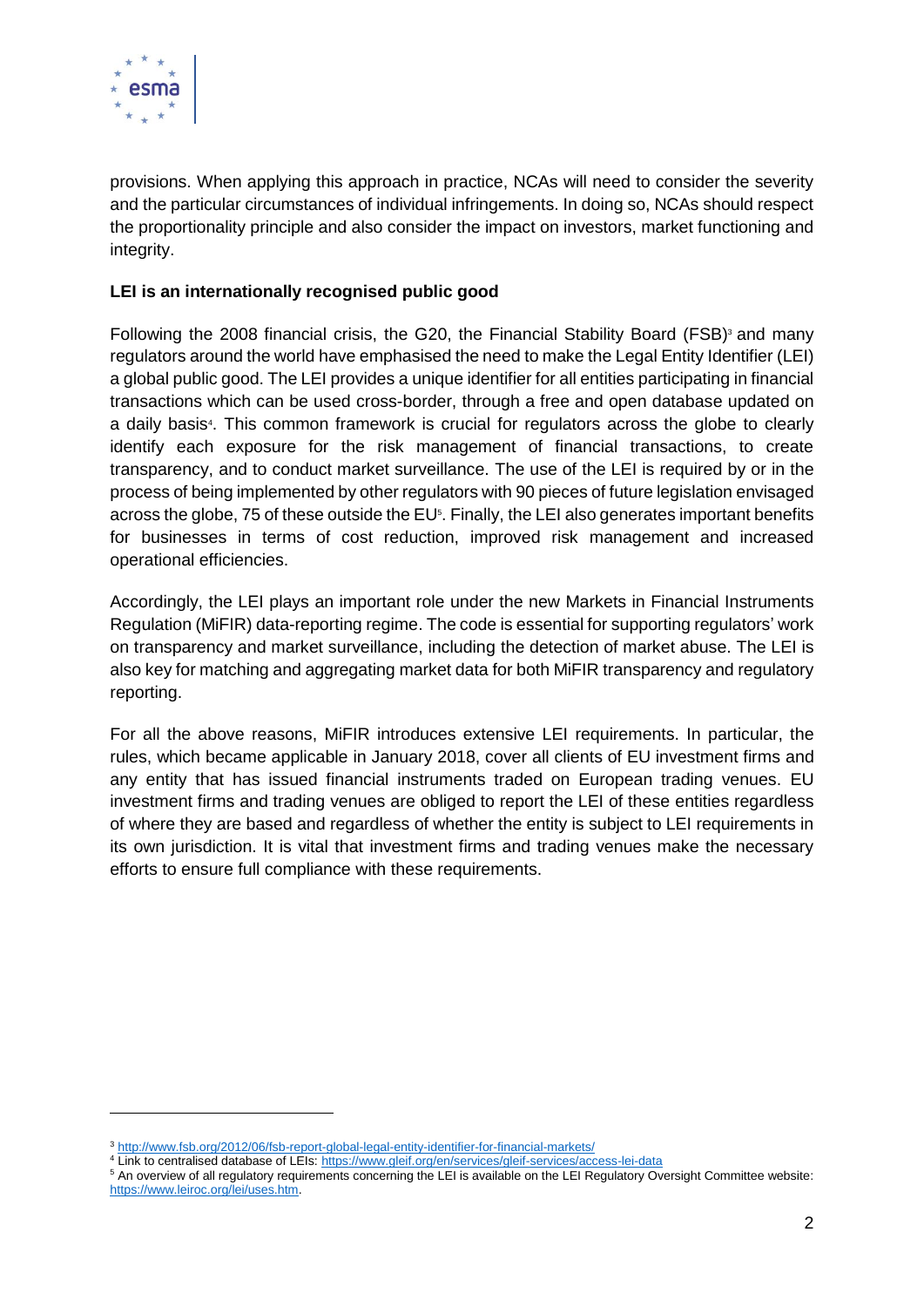provisions. When applying this approach in practice, NCAs will need to consider the severity and the particular circumstances of individual infringements. In doing so, NCAs should respect the proportionality principle and also consider the impact on investors, market functioning and integrity.

**LEI is an internationally recognised public good**

Following the 2008 financial crisis, the G20, the Financial Stability Board (FSB)[3] and many regulators around the world have emphasised the need to make the Legal Entity Identifier (LEI) a global public good. The LEI provides a unique identifier for all entities participating in financial transactions which can be used cross-border, through a free and open database updated on a daily basis[4]. This common framework is crucial for regulators across the globe to clearly identify each exposure for the risk management of financial transactions, to create transparency, and to conduct market surveillance. The use of the LEI is required by or in the process of being implemented by other regulators with 90 pieces of future legislation envisaged across the globe, 75 of these outside the EU[5]. Finally, the LEI also generates important benefits for businesses in terms of cost reduction, improved risk management and increased operational efficiencies.

Accordingly, the LEI plays an important role under the new Markets in Financial Instruments Regulation (MiFIR) data-reporting regime. The code is essential for supporting regulators' work on transparency and market surveillance, including the detection of market abuse. The LEI is also key for matching and aggregating market data for both MiFIR transparency and regulatory reporting.

For all the above reasons, MiFIR introduces extensive LEI requirements. In particular, the rules, which became applicable in January 2018, cover all clients of EU investment firms and any entity that has issued financial instruments traded on European trading venues. EU investment firms and trading venues are obliged to report the LEI of these entities regardless of where they are based and regardless of whether the entity is subject to LEI requirements in its own jurisdiction. It is vital that investment firms and trading venues make the necessary efforts to ensure full compliance with these requirements.

---

[3] http://www.fsb.org/2012/06/fsb-report-global-legal-entity-identifier-for-financial-markets/

[4] Link to centralised database of LEIs: https://www.gleif.org/en/services/gleif-services/access-lei-data

[5] An overview of all regulatory requirements concerning the LEI is available on the LEI Regulatory Oversight Committee website: https://www.leiroc.org/lei/uses.htm.